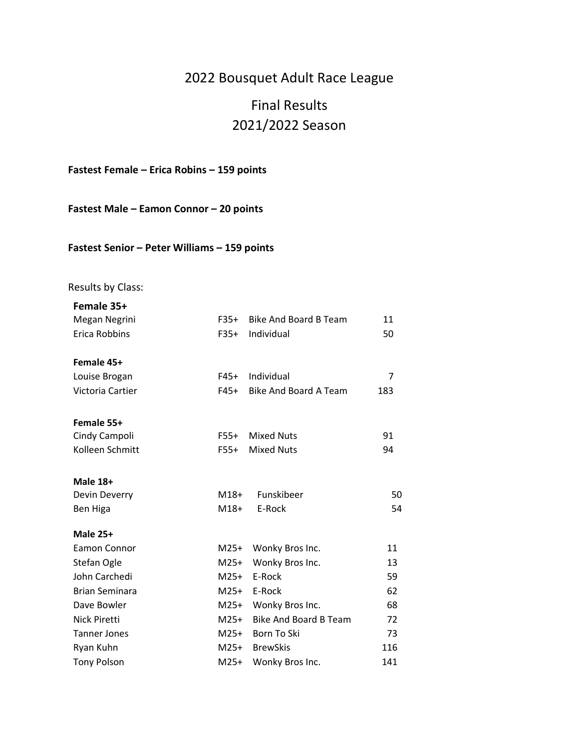# 2022 Bousquet Adult Race League

## Final Results
## 2021/2022 Season

**Fastest Female – Erica Robins – 159 points**

**Fastest Male – Eamon Connor – 20 points**

**Fastest Senior – Peter Williams – 159 points**

Results by Class:

| | | | |
|---|---|---|---|
| **Female 35+** | | | |
| Megan Negrini | F35+ | Bike And Board B Team | 11 |
| Erica Robbins | F35+ | Individual | 50 |
| **Female 45+** | | | |
| Louise Brogan | F45+ | Individual | 7 |
| Victoria Cartier | F45+ | Bike And Board A Team | 183 |
| **Female 55+** | | | |
| Cindy Campoli | F55+ | Mixed Nuts | 91 |
| Kolleen Schmitt | F55+ | Mixed Nuts | 94 |
| **Male 18+** | | | |
| Devin Deverry | M18+ | Funskibeer | 50 |
| Ben Higa | M18+ | E-Rock | 54 |
| **Male 25+** | | | |
| Eamon Connor | M25+ | Wonky Bros Inc. | 11 |
| Stefan Ogle | M25+ | Wonky Bros Inc. | 13 |
| John Carchedi | M25+ | E-Rock | 59 |
| Brian Seminara | M25+ | E-Rock | 62 |
| Dave Bowler | M25+ | Wonky Bros Inc. | 68 |
| Nick Piretti | M25+ | Bike And Board B Team | 72 |
| Tanner Jones | M25+ | Born To Ski | 73 |
| Ryan Kuhn | M25+ | BrewSkis | 116 |
| Tony Polson | M25+ | Wonky Bros Inc. | 141 |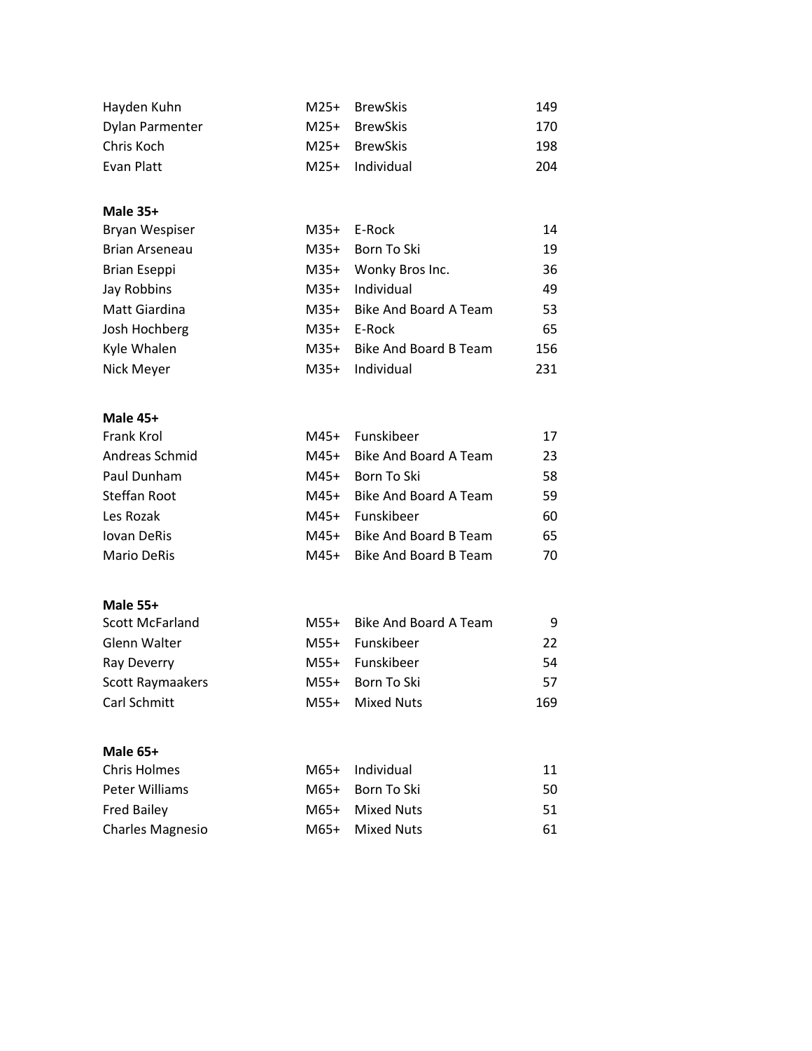| | | | |
|---|---|---|---|
| Hayden Kuhn | M25+ | BrewSkis | 149 |
| Dylan Parmenter | M25+ | BrewSkis | 170 |
| Chris Koch | M25+ | BrewSkis | 198 |
| Evan Platt | M25+ | Individual | 204 |

**Male 35+**

| | | | |
|---|---|---|---|
| Bryan Wespiser | M35+ | E-Rock | 14 |
| Brian Arseneau | M35+ | Born To Ski | 19 |
| Brian Eseppi | M35+ | Wonky Bros Inc. | 36 |
| Jay Robbins | M35+ | Individual | 49 |
| Matt Giardina | M35+ | Bike And Board A Team | 53 |
| Josh Hochberg | M35+ | E-Rock | 65 |
| Kyle Whalen | M35+ | Bike And Board B Team | 156 |
| Nick Meyer | M35+ | Individual | 231 |

**Male 45+**

| | | | |
|---|---|---|---|
| Frank Krol | M45+ | Funskibeer | 17 |
| Andreas Schmid | M45+ | Bike And Board A Team | 23 |
| Paul Dunham | M45+ | Born To Ski | 58 |
| Steffan Root | M45+ | Bike And Board A Team | 59 |
| Les Rozak | M45+ | Funskibeer | 60 |
| Iovan DeRis | M45+ | Bike And Board B Team | 65 |
| Mario DeRis | M45+ | Bike And Board B Team | 70 |

**Male 55+**

| | | | |
|---|---|---|---|
| Scott McFarland | M55+ | Bike And Board A Team | 9 |
| Glenn Walter | M55+ | Funskibeer | 22 |
| Ray Deverry | M55+ | Funskibeer | 54 |
| Scott Raymaakers | M55+ | Born To Ski | 57 |
| Carl Schmitt | M55+ | Mixed Nuts | 169 |

**Male 65+**

| | | | |
|---|---|---|---|
| Chris Holmes | M65+ | Individual | 11 |
| Peter Williams | M65+ | Born To Ski | 50 |
| Fred Bailey | M65+ | Mixed Nuts | 51 |
| Charles Magnesio | M65+ | Mixed Nuts | 61 |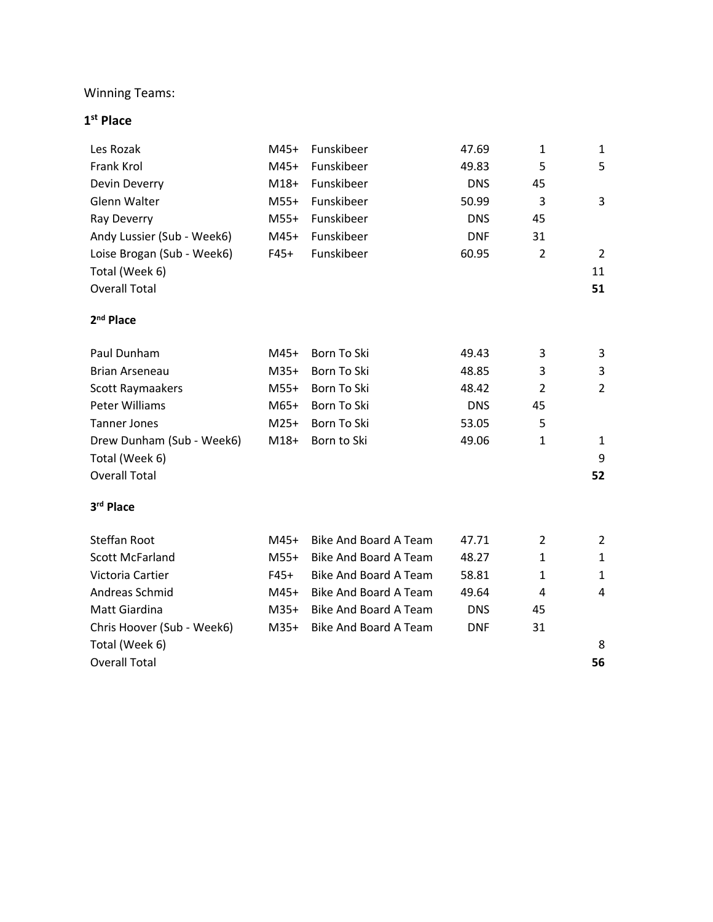Winning Teams:

**1st Place**

| | | | | | |
|---|---|---|---|---|---|
| Les Rozak | M45+ | Funskibeer | 47.69 | 1 | 1 |
| Frank Krol | M45+ | Funskibeer | 49.83 | 5 | 5 |
| Devin Deverry | M18+ | Funskibeer | DNS | 45 | |
| Glenn Walter | M55+ | Funskibeer | 50.99 | 3 | 3 |
| Ray Deverry | M55+ | Funskibeer | DNS | 45 | |
| Andy Lussier (Sub - Week6) | M45+ | Funskibeer | DNF | 31 | |
| Loise Brogan (Sub - Week6) | F45+ | Funskibeer | 60.95 | 2 | 2 |
| Total (Week 6) | | | | | 11 |
| Overall Total | | | | | **51** |

**2nd Place**

| | | | | | |
|---|---|---|---|---|---|
| Paul Dunham | M45+ | Born To Ski | 49.43 | 3 | 3 |
| Brian Arseneau | M35+ | Born To Ski | 48.85 | 3 | 3 |
| Scott Raymaakers | M55+ | Born To Ski | 48.42 | 2 | 2 |
| Peter Williams | M65+ | Born To Ski | DNS | 45 | |
| Tanner Jones | M25+ | Born To Ski | 53.05 | 5 | |
| Drew Dunham (Sub - Week6) | M18+ | Born to Ski | 49.06 | 1 | 1 |
| Total (Week 6) | | | | | 9 |
| Overall Total | | | | | **52** |

**3rd Place**

| | | | | | |
|---|---|---|---|---|---|
| Steffan Root | M45+ | Bike And Board A Team | 47.71 | 2 | 2 |
| Scott McFarland | M55+ | Bike And Board A Team | 48.27 | 1 | 1 |
| Victoria Cartier | F45+ | Bike And Board A Team | 58.81 | 1 | 1 |
| Andreas Schmid | M45+ | Bike And Board A Team | 49.64 | 4 | 4 |
| Matt Giardina | M35+ | Bike And Board A Team | DNS | 45 | |
| Chris Hoover (Sub - Week6) | M35+ | Bike And Board A Team | DNF | 31 | |
| Total (Week 6) | | | | | 8 |
| Overall Total | | | | | **56** |